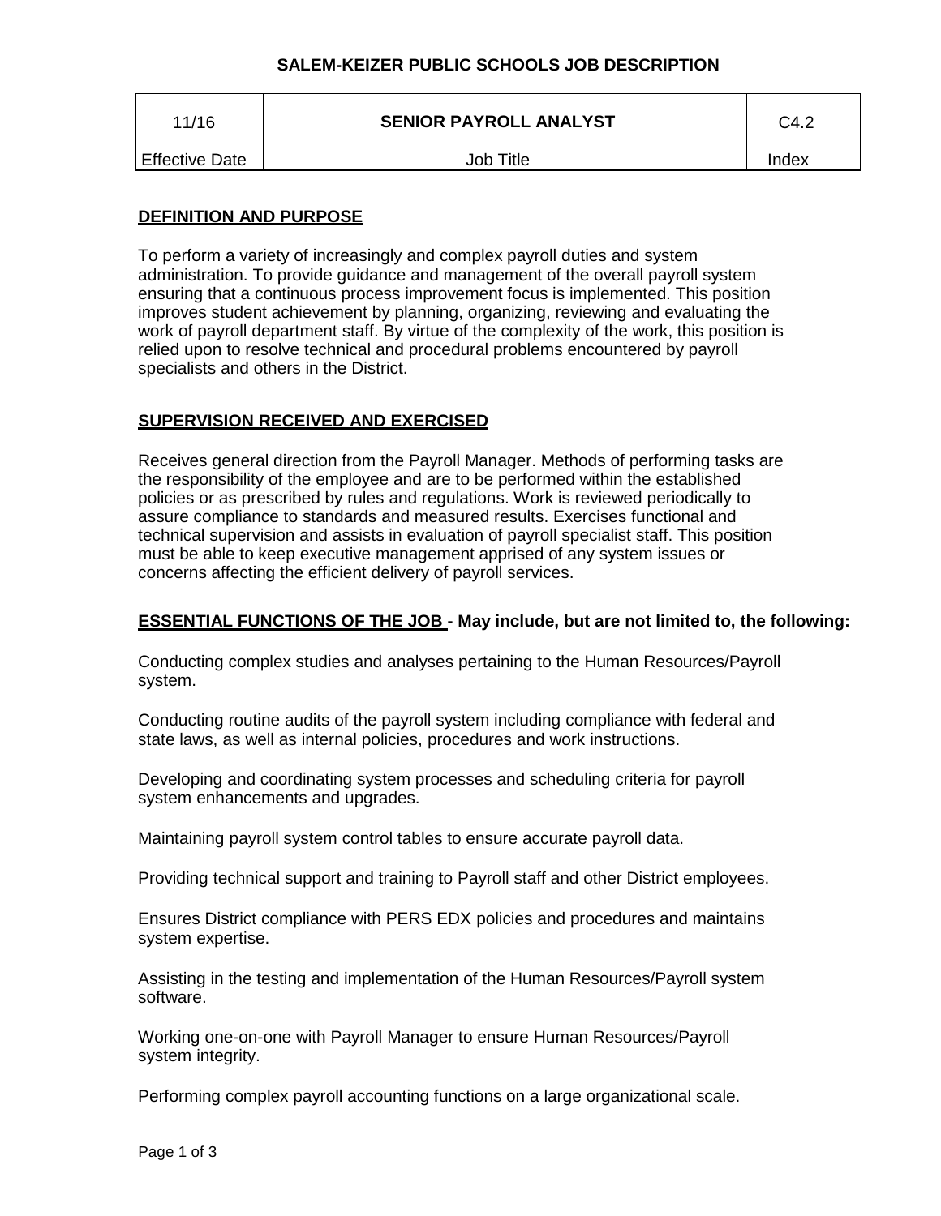**SALEM-KEIZER PUBLIC SCHOOLS JOB DESCRIPTION**

| 11/16 | **SENIOR PAYROLL ANALYST** | C4.2 |
|---|---|---|
| Effective Date | Job Title | Index |

## DEFINITION AND PURPOSE

To perform a variety of increasingly and complex payroll duties and system administration. To provide guidance and management of the overall payroll system ensuring that a continuous process improvement focus is implemented. This position improves student achievement by planning, organizing, reviewing and evaluating the work of payroll department staff. By virtue of the complexity of the work, this position is relied upon to resolve technical and procedural problems encountered by payroll specialists and others in the District.

## SUPERVISION RECEIVED AND EXERCISED

Receives general direction from the Payroll Manager. Methods of performing tasks are the responsibility of the employee and are to be performed within the established policies or as prescribed by rules and regulations. Work is reviewed periodically to assure compliance to standards and measured results. Exercises functional and technical supervision and assists in evaluation of payroll specialist staff. This position must be able to keep executive management apprised of any system issues or concerns affecting the efficient delivery of payroll services.

## ESSENTIAL FUNCTIONS OF THE JOB - May include, but are not limited to, the following:

Conducting complex studies and analyses pertaining to the Human Resources/Payroll system.

Conducting routine audits of the payroll system including compliance with federal and state laws, as well as internal policies, procedures and work instructions.

Developing and coordinating system processes and scheduling criteria for payroll system enhancements and upgrades.

Maintaining payroll system control tables to ensure accurate payroll data.

Providing technical support and training to Payroll staff and other District employees.

Ensures District compliance with PERS EDX policies and procedures and maintains system expertise.

Assisting in the testing and implementation of the Human Resources/Payroll system software.

Working one-on-one with Payroll Manager to ensure Human Resources/Payroll system integrity.

Performing complex payroll accounting functions on a large organizational scale.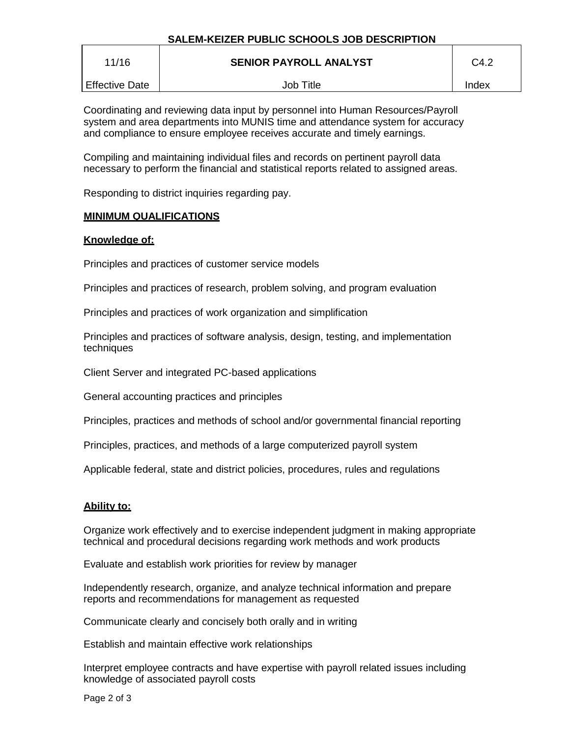| 11/16 | SENIOR PAYROLL ANALYST | C4.2 |
| --- | --- | --- |
| Effective Date | Job Title | Index |

Coordinating and reviewing data input by personnel into Human Resources/Payroll system and area departments into MUNIS time and attendance system for accuracy and compliance to ensure employee receives accurate and timely earnings.

Compiling and maintaining individual files and records on pertinent payroll data necessary to perform the financial and statistical reports related to assigned areas.

Responding to district inquiries regarding pay.

## MINIMUM QUALIFICATIONS

### Knowledge of:

Principles and practices of customer service models

Principles and practices of research, problem solving, and program evaluation

Principles and practices of work organization and simplification

Principles and practices of software analysis, design, testing, and implementation techniques

Client Server and integrated PC-based applications

General accounting practices and principles

Principles, practices and methods of school and/or governmental financial reporting

Principles, practices, and methods of a large computerized payroll system

Applicable federal, state and district policies, procedures, rules and regulations

### Ability to:

Organize work effectively and to exercise independent judgment in making appropriate technical and procedural decisions regarding work methods and work products

Evaluate and establish work priorities for review by manager

Independently research, organize, and analyze technical information and prepare reports and recommendations for management as requested

Communicate clearly and concisely both orally and in writing

Establish and maintain effective work relationships

Interpret employee contracts and have expertise with payroll related issues including knowledge of associated payroll costs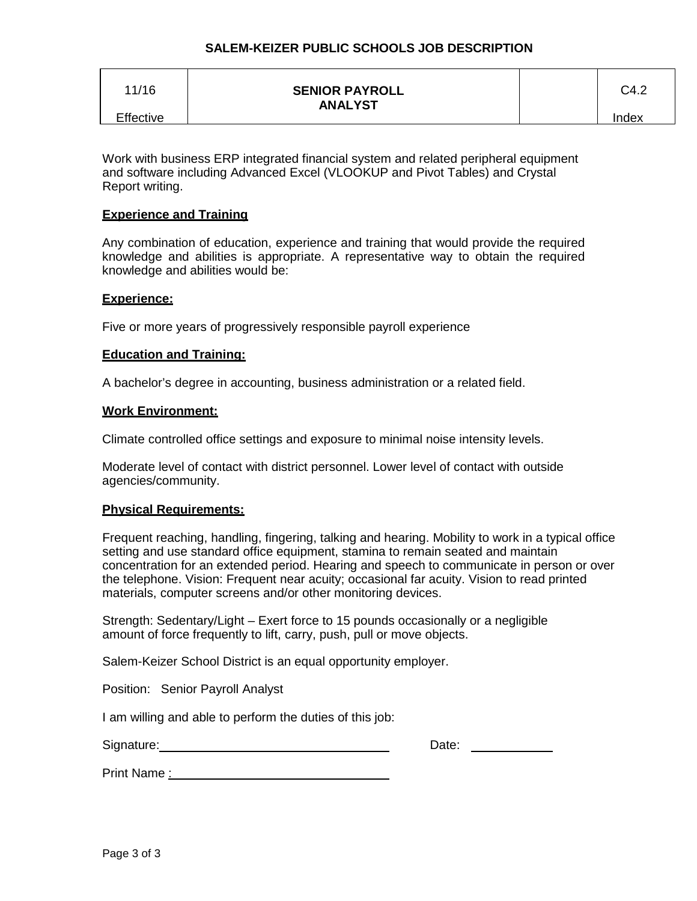| 11/16 Effective | SENIOR PAYROLL ANALYST | | C4.2 Index |
|---|---|---|---|

Work with business ERP integrated financial system and related peripheral equipment and software including Advanced Excel (VLOOKUP and Pivot Tables) and Crystal Report writing.

**Experience and Training**

Any combination of education, experience and training that would provide the required knowledge and abilities is appropriate. A representative way to obtain the required knowledge and abilities would be:

**Experience:**

Five or more years of progressively responsible payroll experience

**Education and Training:**

A bachelor's degree in accounting, business administration or a related field.

**Work Environment:**

Climate controlled office settings and exposure to minimal noise intensity levels.

Moderate level of contact with district personnel. Lower level of contact with outside agencies/community.

**Physical Requirements:**

Frequent reaching, handling, fingering, talking and hearing. Mobility to work in a typical office setting and use standard office equipment, stamina to remain seated and maintain concentration for an extended period. Hearing and speech to communicate in person or over the telephone. Vision: Frequent near acuity; occasional far acuity. Vision to read printed materials, computer screens and/or other monitoring devices.

Strength: Sedentary/Light – Exert force to 15 pounds occasionally or a negligible amount of force frequently to lift, carry, push, pull or move objects.

Salem-Keizer School District is an equal opportunity employer.

Position: Senior Payroll Analyst

I am willing and able to perform the duties of this job:

Signature: ______________________ Date: __________

Print Name : ______________________